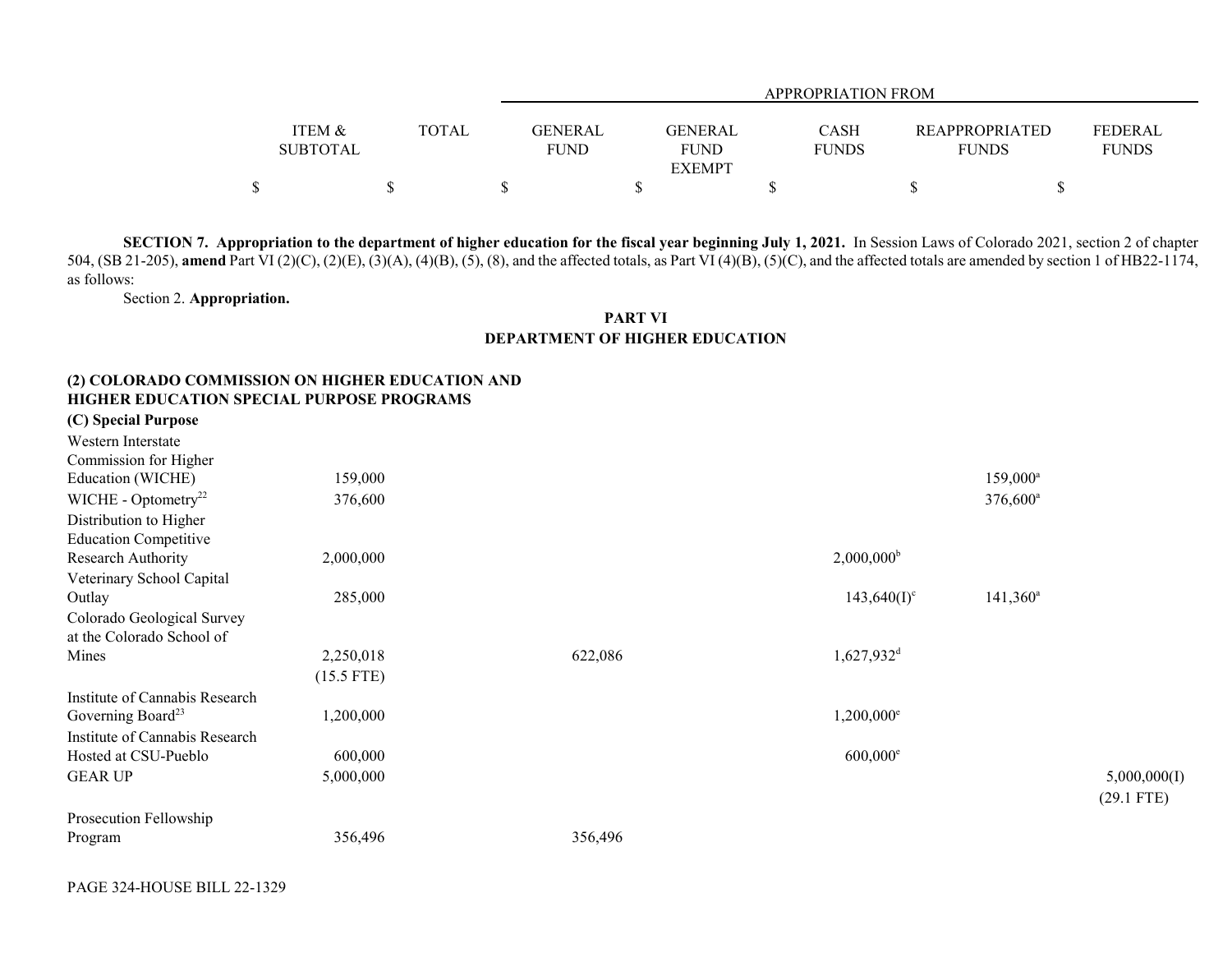| | ITEM & SUBTOTAL | TOTAL | GENERAL FUND | GENERAL FUND EXEMPT | CASH FUNDS | REAPPROPRIATED FUNDS | FEDERAL FUNDS |
|---|---|---|---|---|---|---|---|
| | | | APPROPRIATION FROM | | | | |
| | $ | $ | $ | $ | $ | $ | $ |

**SECTION 7. Appropriation to the department of higher education for the fiscal year beginning July 1, 2021.** In Session Laws of Colorado 2021, section 2 of chapter 504, (SB 21-205), **amend** Part VI (2)(C), (2)(E), (3)(A), (4)(B), (5), (8), and the affected totals, as Part VI (4)(B), (5)(C), and the affected totals are amended by section 1 of HB22-1174, as follows:

Section 2. **Appropriation.**

**PART VI**
**DEPARTMENT OF HIGHER EDUCATION**

**(2) COLORADO COMMISSION ON HIGHER EDUCATION AND HIGHER EDUCATION SPECIAL PURPOSE PROGRAMS**

**(C) Special Purpose**

| | ITEM & SUBTOTAL | TOTAL | GENERAL FUND | GENERAL FUND EXEMPT | CASH FUNDS | REAPPROPRIATED FUNDS | FEDERAL FUNDS |
|---|---|---|---|---|---|---|---|
| Western Interstate Commission for Higher Education (WICHE) | 159,000 | | | | | 159,000[a] | |
| WICHE - Optometry[22] | 376,600 | | | | | 376,600[a] | |
| Distribution to Higher Education Competitive Research Authority | 2,000,000 | | | | 2,000,000[b] | | |
| Veterinary School Capital Outlay | 285,000 | | | | 143,640(I)[c] | 141,360[a] | |
| Colorado Geological Survey at the Colorado School of Mines | 2,250,018 (15.5 FTE) | | 622,086 | | 1,627,932[d] | | |
| Institute of Cannabis Research Governing Board[23] | 1,200,000 | | | | 1,200,000[e] | | |
| Institute of Cannabis Research Hosted at CSU-Pueblo | 600,000 | | | | 600,000[e] | | |
| GEAR UP | 5,000,000 | | | | | | 5,000,000(I) (29.1 FTE) |
| Prosecution Fellowship Program | 356,496 | | 356,496 | | | | |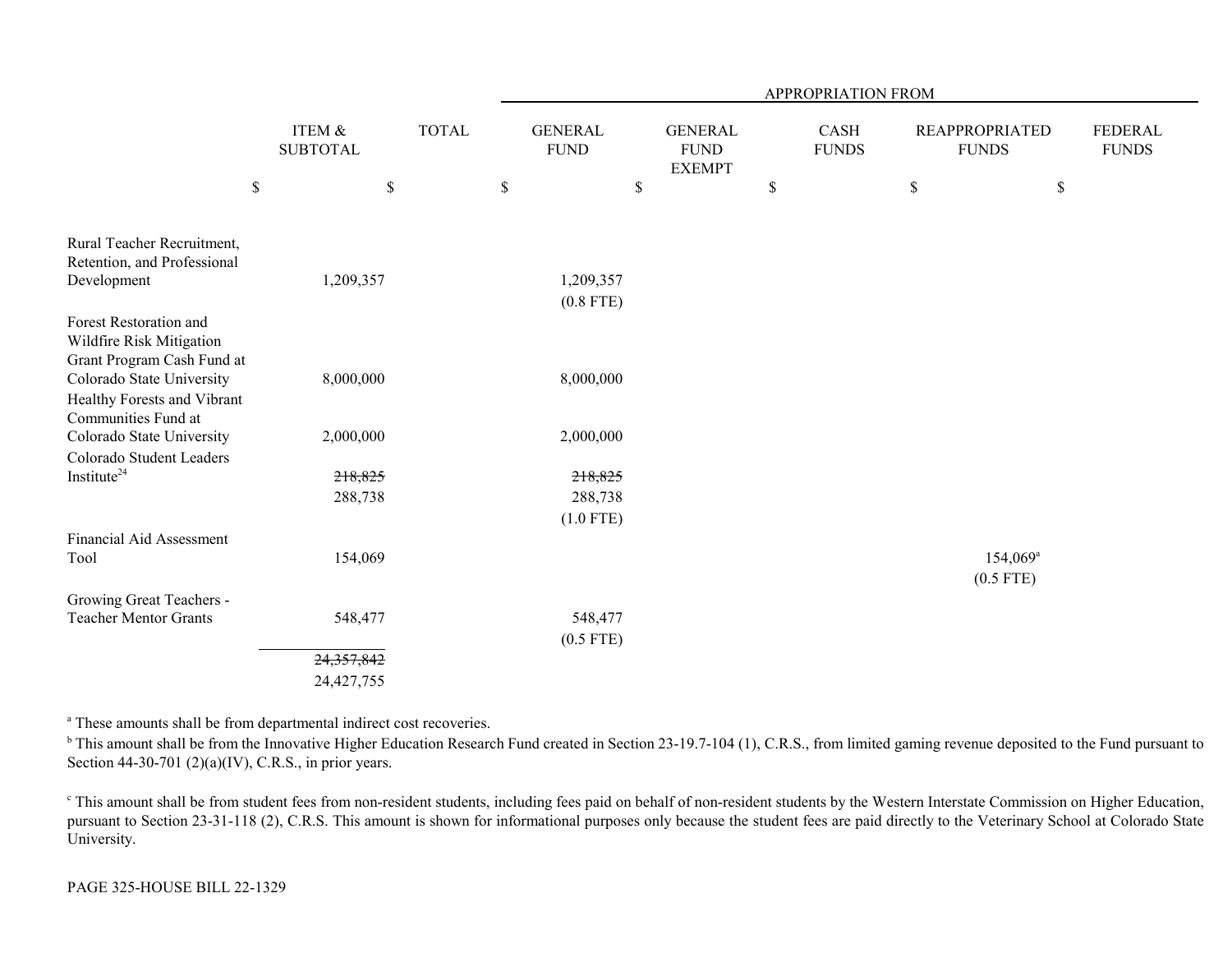| | ITEM & SUBTOTAL | TOTAL | APPROPRIATION FROM GENERAL FUND | GENERAL FUND EXEMPT | CASH FUNDS | REAPPROPRIATED FUNDS | FEDERAL FUNDS |
|---|---|---|---|---|---|---|---|
| | $ | $ | $ | $ | $ | $ | $ |
| Rural Teacher Recruitment, Retention, and Professional Development | 1,209,357 | | 1,209,357 (0.8 FTE) | | | | |
| Forest Restoration and Wildfire Risk Mitigation Grant Program Cash Fund at Colorado State University | 8,000,000 | | 8,000,000 | | | | |
| Healthy Forests and Vibrant Communities Fund at Colorado State University | 2,000,000 | | 2,000,000 | | | | |
| Colorado Student Leaders Institute[24] | ~~218,825~~ 288,738 | | ~~218,825~~ 288,738 (1.0 FTE) | | | | |
| Financial Aid Assessment Tool | 154,069 | | | | | 154,069[a] (0.5 FTE) | |
| Growing Great Teachers - Teacher Mentor Grants | 548,477 | | 548,477 (0.5 FTE) | | | | |
| | ~~24,357,842~~ 24,427,755 | | | | | | |

[a] These amounts shall be from departmental indirect cost recoveries.

[b] This amount shall be from the Innovative Higher Education Research Fund created in Section 23-19.7-104 (1), C.R.S., from limited gaming revenue deposited to the Fund pursuant to Section 44-30-701 (2)(a)(IV), C.R.S., in prior years.

[c] This amount shall be from student fees from non-resident students, including fees paid on behalf of non-resident students by the Western Interstate Commission on Higher Education, pursuant to Section 23-31-118 (2), C.R.S. This amount is shown for informational purposes only because the student fees are paid directly to the Veterinary School at Colorado State University.

PAGE 325-HOUSE BILL 22-1329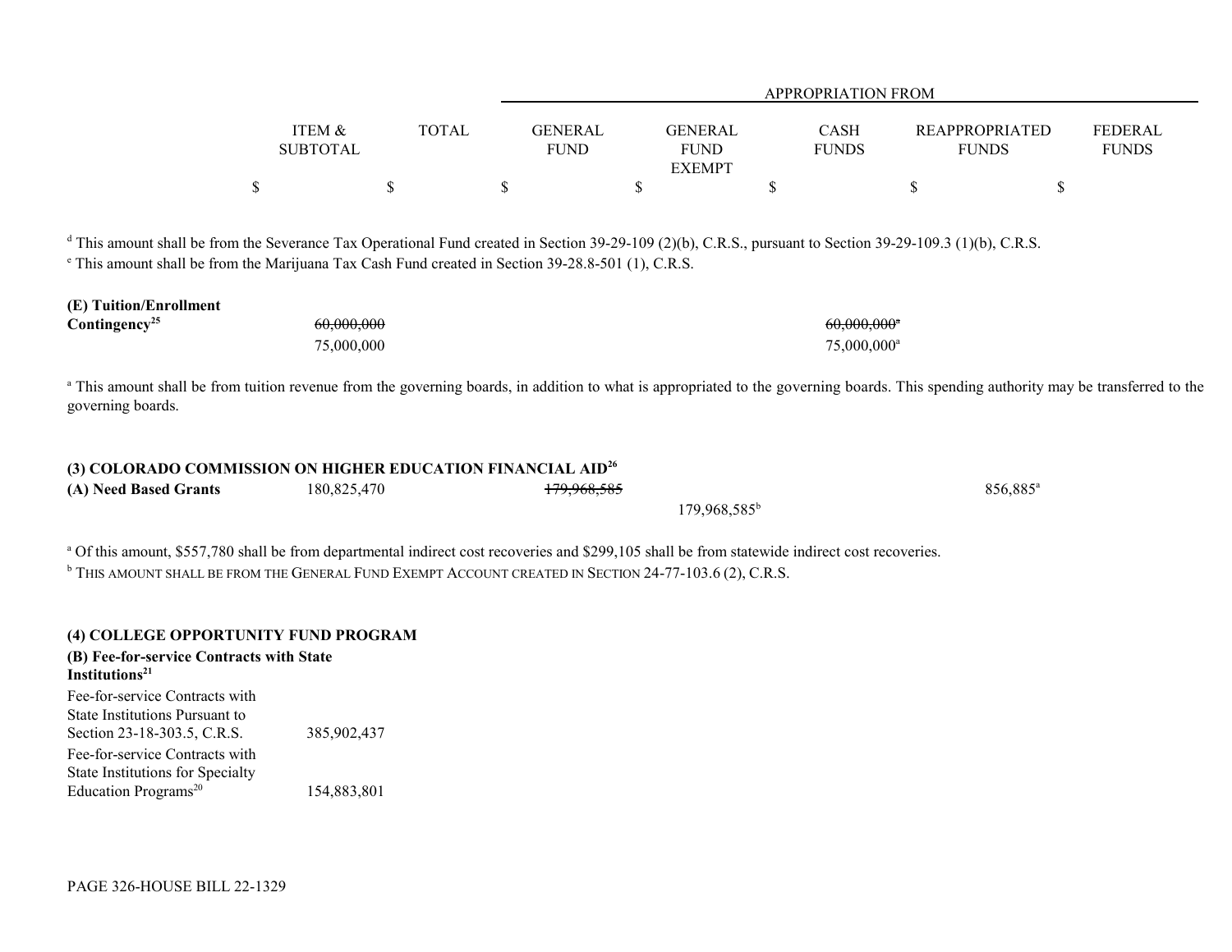| | ITEM & SUBTOTAL | TOTAL | GENERAL FUND | GENERAL FUND EXEMPT | CASH FUNDS | REAPPROPRIATED FUNDS | FEDERAL FUNDS |
|---|---|---|---|---|---|---|---|
| | $ | $ | $ | $ | $ | $ | $ |

APPROPRIATION FROM

[d] This amount shall be from the Severance Tax Operational Fund created in Section 39-29-109 (2)(b), C.R.S., pursuant to Section 39-29-109.3 (1)(b), C.R.S.
[e] This amount shall be from the Marijuana Tax Cash Fund created in Section 39-28.8-501 (1), C.R.S.

| | ITEM & SUBTOTAL | TOTAL | GENERAL FUND | GENERAL FUND EXEMPT | CASH FUNDS | REAPPROPRIATED FUNDS | FEDERAL FUNDS |
|---|---|---|---|---|---|---|---|
| **(E) Tuition/Enrollment Contingency**[25] | | ~~60,000,000~~ | | | ~~60,000,000~~[a] | | |
| | | 75,000,000 | | | 75,000,000[a] | | |

[a] This amount shall be from tuition revenue from the governing boards, in addition to what is appropriated to the governing boards. This spending authority may be transferred to the governing boards.

**(3) COLORADO COMMISSION ON HIGHER EDUCATION FINANCIAL AID**[26]

| | ITEM & SUBTOTAL | TOTAL | GENERAL FUND | GENERAL FUND EXEMPT | CASH FUNDS | REAPPROPRIATED FUNDS | FEDERAL FUNDS |
|---|---|---|---|---|---|---|---|
| **(A) Need Based Grants** | | 180,825,470 | ~~179,968,585~~ | | | 856,885[a] | |
| | | | | 179,968,585[b] | | | |

[a] Of this amount, $557,780 shall be from departmental indirect cost recoveries and $299,105 shall be from statewide indirect cost recoveries.
[b] THIS AMOUNT SHALL BE FROM THE GENERAL FUND EXEMPT ACCOUNT CREATED IN SECTION 24-77-103.6 (2), C.R.S.

**(4) COLLEGE OPPORTUNITY FUND PROGRAM**

**(B) Fee-for-service Contracts with State Institutions**[21]

| | ITEM & SUBTOTAL | TOTAL | GENERAL FUND | GENERAL FUND EXEMPT | CASH FUNDS | REAPPROPRIATED FUNDS | FEDERAL FUNDS |
|---|---|---|---|---|---|---|---|
| Fee-for-service Contracts with State Institutions Pursuant to Section 23-18-303.5, C.R.S. | 385,902,437 | | | | | | |
| Fee-for-service Contracts with State Institutions for Specialty Education Programs[20] | 154,883,801 | | | | | | |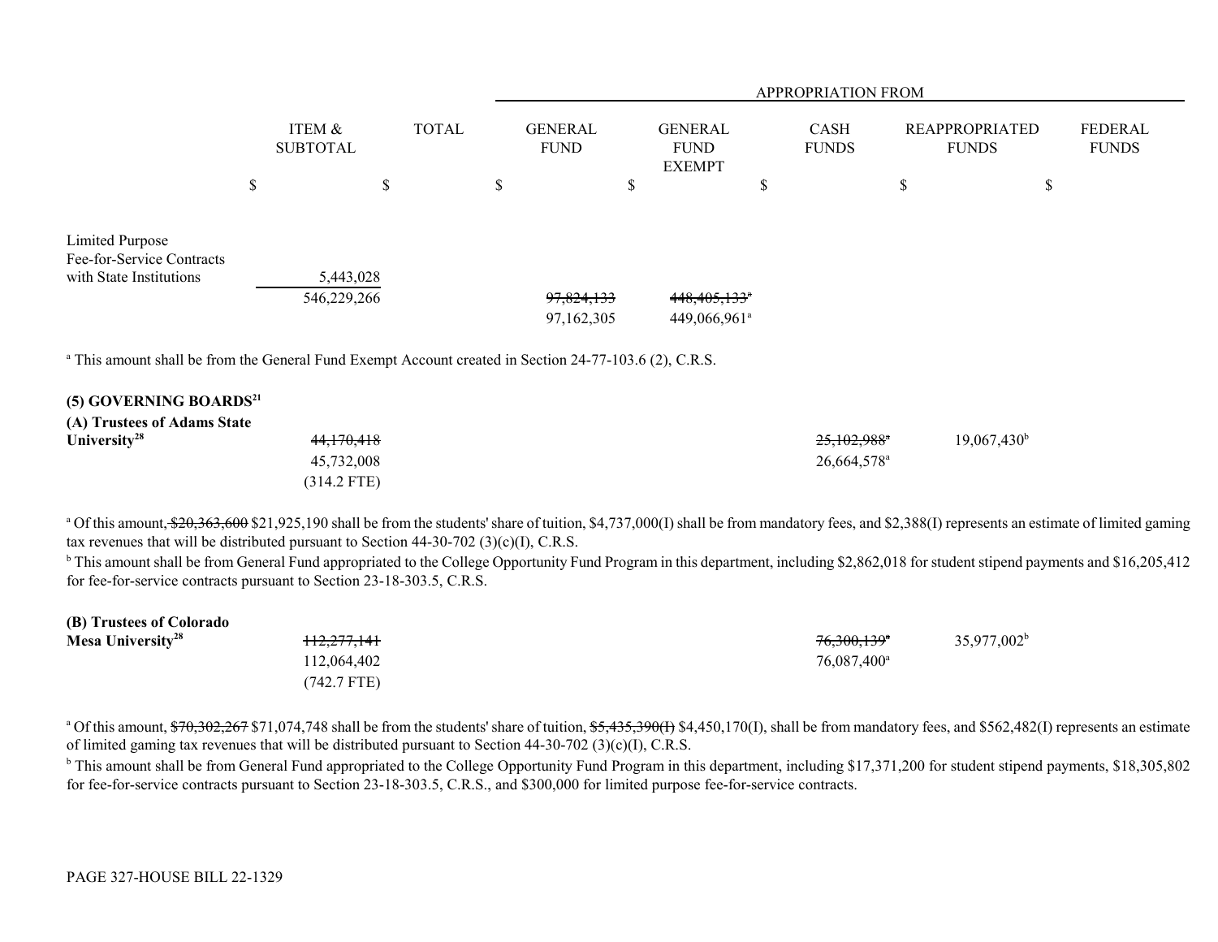| | ITEM & SUBTOTAL | TOTAL | APPROPRIATION FROM GENERAL FUND | GENERAL FUND EXEMPT | CASH FUNDS | REAPPROPRIATED FUNDS | FEDERAL FUNDS |
|---|---|---|---|---|---|---|---|
| | $ | $ | $ | $ | $ | $ | $ |
| Limited Purpose Fee-for-Service Contracts with State Institutions | 5,443,028 | | | | | | |
| | 546,229,266 | | ~~97,824,133~~ 97,162,305 | ~~448,405,133~~[a] 449,066,961[a] | | | |

[a] This amount shall be from the General Fund Exempt Account created in Section 24-77-103.6 (2), C.R.S.

**(5) GOVERNING BOARDS[21]**

| | ITEM & SUBTOTAL | TOTAL | GENERAL FUND | GENERAL FUND EXEMPT | CASH FUNDS | REAPPROPRIATED FUNDS | FEDERAL FUNDS |
|---|---|---|---|---|---|---|---|
| **(A) Trustees of Adams State University[28]** | ~~44,170,418~~ 45,732,008 (314.2 FTE) | | | | ~~25,102,988~~[a] 26,664,578[a] | 19,067,430[b] | |

[a] Of this amount, ~~$20,363,600~~ $21,925,190 shall be from the students' share of tuition, $4,737,000(I) shall be from mandatory fees, and $2,388(I) represents an estimate of limited gaming tax revenues that will be distributed pursuant to Section 44-30-702 (3)(c)(I), C.R.S.

[b] This amount shall be from General Fund appropriated to the College Opportunity Fund Program in this department, including $2,862,018 for student stipend payments and $16,205,412 for fee-for-service contracts pursuant to Section 23-18-303.5, C.R.S.

| | ITEM & SUBTOTAL | TOTAL | GENERAL FUND | GENERAL FUND EXEMPT | CASH FUNDS | REAPPROPRIATED FUNDS | FEDERAL FUNDS |
|---|---|---|---|---|---|---|---|
| **(B) Trustees of Colorado Mesa University[28]** | ~~112,277,141~~ 112,064,402 (742.7 FTE) | | | | ~~76,300,139~~[a] 76,087,400[a] | 35,977,002[b] | |

[a] Of this amount, ~~$70,302,267~~ $71,074,748 shall be from the students' share of tuition, ~~$5,435,390(I)~~ $4,450,170(I), shall be from mandatory fees, and $562,482(I) represents an estimate of limited gaming tax revenues that will be distributed pursuant to Section 44-30-702 (3)(c)(I), C.R.S.

[b] This amount shall be from General Fund appropriated to the College Opportunity Fund Program in this department, including $17,371,200 for student stipend payments, $18,305,802 for fee-for-service contracts pursuant to Section 23-18-303.5, C.R.S., and $300,000 for limited purpose fee-for-service contracts.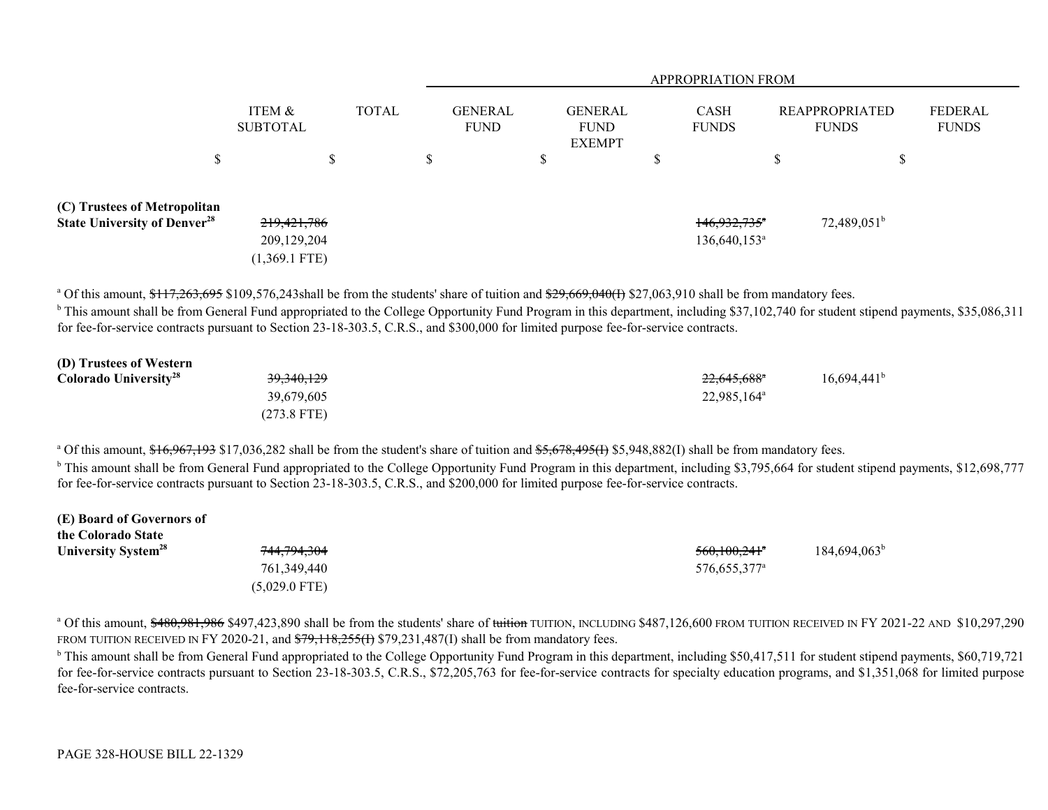| | ITEM & SUBTOTAL | TOTAL | GENERAL FUND | GENERAL FUND EXEMPT | CASH FUNDS | REAPPROPRIATED FUNDS | FEDERAL FUNDS |
|---|---|---|---|---|---|---|---|
| | | | APPROPRIATION FROM | | | | |
| | $ | $ | $ | $ | $ | $ | $ |
| **(C) Trustees of Metropolitan State University of Denver[28]** | ~~219,421,786~~ 209,129,204 (1,369.1 FTE) | | | | ~~146,932,735[a]~~ 136,640,153[a] | 72,489,051[b] | |

[a] Of this amount, ~~$117,263,695~~ $109,576,243shall be from the students' share of tuition and ~~$29,669,040(I)~~ $27,063,910 shall be from mandatory fees.

[b] This amount shall be from General Fund appropriated to the College Opportunity Fund Program in this department, including $37,102,740 for student stipend payments, $35,086,311 for fee-for-service contracts pursuant to Section 23-18-303.5, C.R.S., and $300,000 for limited purpose fee-for-service contracts.

| | ITEM & SUBTOTAL | TOTAL | GENERAL FUND | GENERAL FUND EXEMPT | CASH FUNDS | REAPPROPRIATED FUNDS | FEDERAL FUNDS |
|---|---|---|---|---|---|---|---|
| **(D) Trustees of Western Colorado University[28]** | ~~39,340,129~~ 39,679,605 (273.8 FTE) | | | | ~~22,645,688[a]~~ 22,985,164[a] | 16,694,441[b] | |

[a] Of this amount, ~~$16,967,193~~ $17,036,282 shall be from the student's share of tuition and ~~$5,678,495(I)~~ $5,948,882(I) shall be from mandatory fees.

[b] This amount shall be from General Fund appropriated to the College Opportunity Fund Program in this department, including $3,795,664 for student stipend payments, $12,698,777 for fee-for-service contracts pursuant to Section 23-18-303.5, C.R.S., and $200,000 for limited purpose fee-for-service contracts.

| | ITEM & SUBTOTAL | TOTAL | GENERAL FUND | GENERAL FUND EXEMPT | CASH FUNDS | REAPPROPRIATED FUNDS | FEDERAL FUNDS |
|---|---|---|---|---|---|---|---|
| **(E) Board of Governors of the Colorado State University System[28]** | ~~744,794,304~~ 761,349,440 (5,029.0 FTE) | | | | ~~560,100,241[a]~~ 576,655,377[a] | 184,694,063[b] | |

[a] Of this amount, ~~$480,981,986~~ $497,423,890 shall be from the students' share of ~~tuition~~ TUITION, INCLUDING $487,126,600 FROM TUITION RECEIVED IN FY 2021-22 AND $10,297,290 FROM TUITION RECEIVED IN FY 2020-21, and ~~$79,118,255(I)~~ $79,231,487(I) shall be from mandatory fees.

[b] This amount shall be from General Fund appropriated to the College Opportunity Fund Program in this department, including $50,417,511 for student stipend payments, $60,719,721 for fee-for-service contracts pursuant to Section 23-18-303.5, C.R.S., $72,205,763 for fee-for-service contracts for specialty education programs, and $1,351,068 for limited purpose fee-for-service contracts.

PAGE 328-HOUSE BILL 22-1329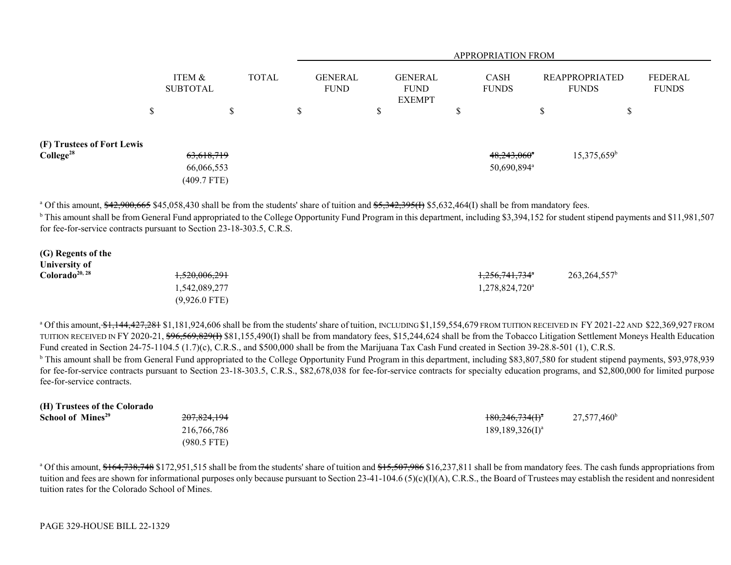| | ITEM & SUBTOTAL | TOTAL | APPROPRIATION FROM GENERAL FUND | GENERAL FUND EXEMPT | CASH FUNDS | REAPPROPRIATED FUNDS | FEDERAL FUNDS |
|---|---|---|---|---|---|---|---|
| | $ | $ | $ | $ | $ | $ | $ |
| **(F) Trustees of Fort Lewis College**[28] | ~~63,618,719~~ 66,066,553 (409.7 FTE) | | | | ~~48,243,060~~[a] 50,690,894[a] | 15,375,659[b] | |

[a] Of this amount, ~~$42,900,665~~ $45,058,430 shall be from the students' share of tuition and ~~$5,342,395(I)~~ $5,632,464(I) shall be from mandatory fees.

[b] This amount shall be from General Fund appropriated to the College Opportunity Fund Program in this department, including $3,394,152 for student stipend payments and $11,981,507 for fee-for-service contracts pursuant to Section 23-18-303.5, C.R.S.

| | ITEM & SUBTOTAL | TOTAL | GENERAL FUND | GENERAL FUND EXEMPT | CASH FUNDS | REAPPROPRIATED FUNDS | FEDERAL FUNDS |
|---|---|---|---|---|---|---|---|
| **(G) Regents of the University of Colorado**[20, 28] | ~~1,520,006,291~~ 1,542,089,277 (9,926.0 FTE) | | | | ~~1,256,741,734~~[a] 1,278,824,720[a] | 263,264,557[b] | |

[a] Of this amount, ~~$1,144,427,281~~ $1,181,924,606 shall be from the students' share of tuition, INCLUDING $1,159,554,679 FROM TUITION RECEIVED IN FY 2021-22 AND $22,369,927 FROM TUITION RECEIVED IN FY 2020-21, ~~$96,569,829(I)~~ $81,155,490(I) shall be from mandatory fees, $15,244,624 shall be from the Tobacco Litigation Settlement Moneys Health Education Fund created in Section 24-75-1104.5 (1.7)(c), C.R.S., and $500,000 shall be from the Marijuana Tax Cash Fund created in Section 39-28.8-501 (1), C.R.S.

[b] This amount shall be from General Fund appropriated to the College Opportunity Fund Program in this department, including $83,807,580 for student stipend payments, $93,978,939 for fee-for-service contracts pursuant to Section 23-18-303.5, C.R.S., $82,678,038 for fee-for-service contracts for specialty education programs, and $2,800,000 for limited purpose fee-for-service contracts.

| | ITEM & SUBTOTAL | TOTAL | GENERAL FUND | GENERAL FUND EXEMPT | CASH FUNDS | REAPPROPRIATED FUNDS | FEDERAL FUNDS |
|---|---|---|---|---|---|---|---|
| **(H) Trustees of the Colorado School of Mines**[29] | ~~207,824,194~~ 216,766,786 (980.5 FTE) | | | | ~~180,246,734(I)~~[a] 189,189,326(I)[a] | 27,577,460[b] | |

[a] Of this amount, ~~$164,738,748~~ $172,951,515 shall be from the students' share of tuition and ~~$15,507,986~~ $16,237,811 shall be from mandatory fees. The cash funds appropriations from tuition and fees are shown for informational purposes only because pursuant to Section 23-41-104.6 (5)(c)(I)(A), C.R.S., the Board of Trustees may establish the resident and nonresident tuition rates for the Colorado School of Mines.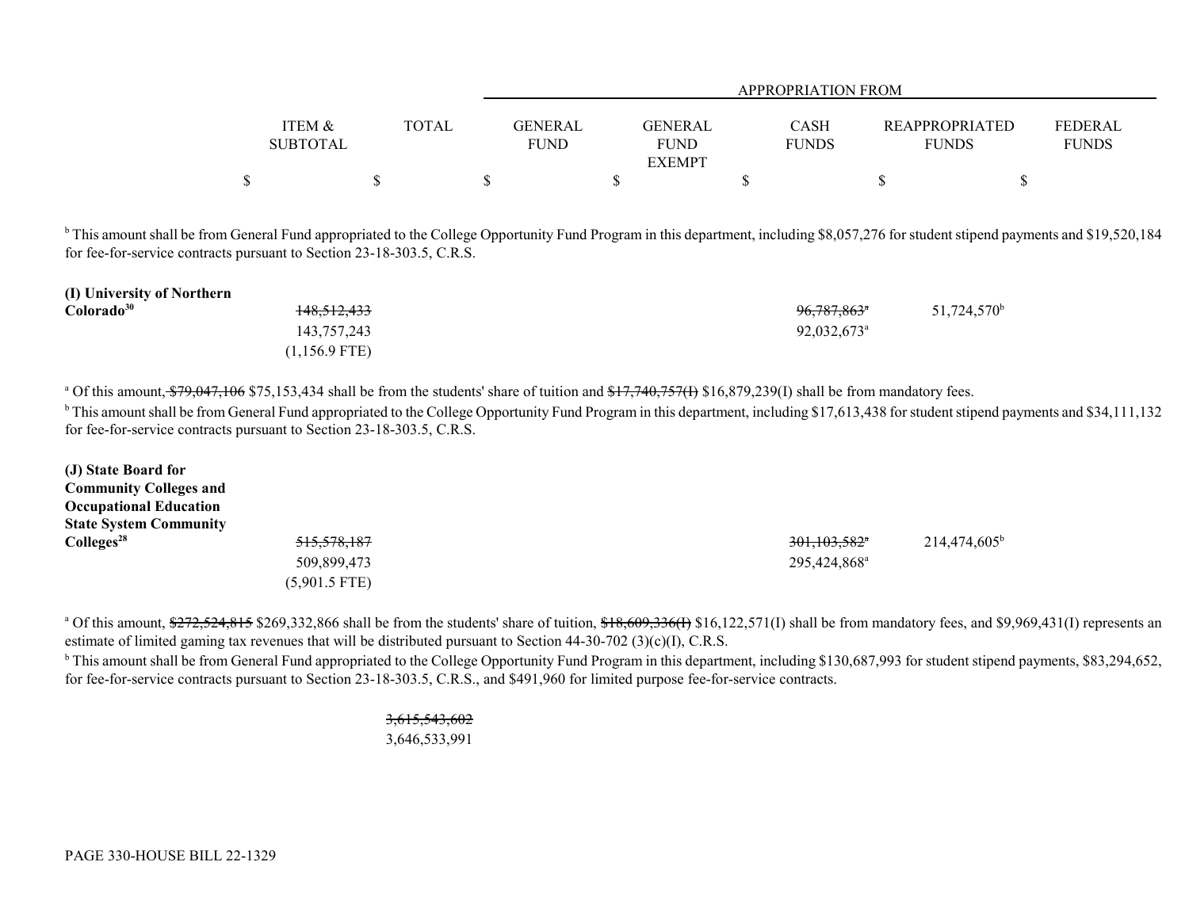| | ITEM & SUBTOTAL | TOTAL | APPROPRIATION FROM GENERAL FUND | GENERAL FUND EXEMPT | CASH FUNDS | REAPPROPRIATED FUNDS | FEDERAL FUNDS |
|---|---|---|---|---|---|---|---|
| | $ | $ | $ | $ | $ | $ | $ |

[b] This amount shall be from General Fund appropriated to the College Opportunity Fund Program in this department, including $8,057,276 for student stipend payments and $19,520,184 for fee-for-service contracts pursuant to Section 23-18-303.5, C.R.S.

| | ITEM & SUBTOTAL | TOTAL | GENERAL FUND | GENERAL FUND EXEMPT | CASH FUNDS | REAPPROPRIATED FUNDS | FEDERAL FUNDS |
|---|---|---|---|---|---|---|---|
| **(I) University of Northern Colorado[30]** | ~~148,512,433~~ 143,757,243 (1,156.9 FTE) | | | | ~~96,787,863[a]~~ 92,032,673[a] | 51,724,570[b] | |

[a] Of this amount, ~~$79,047,106~~ $75,153,434 shall be from the students' share of tuition and ~~$17,740,757(I)~~ $16,879,239(I) shall be from mandatory fees.

[b] This amount shall be from General Fund appropriated to the College Opportunity Fund Program in this department, including $17,613,438 for student stipend payments and $34,111,132 for fee-for-service contracts pursuant to Section 23-18-303.5, C.R.S.

| | ITEM & SUBTOTAL | TOTAL | GENERAL FUND | GENERAL FUND EXEMPT | CASH FUNDS | REAPPROPRIATED FUNDS | FEDERAL FUNDS |
|---|---|---|---|---|---|---|---|
| **(J) State Board for Community Colleges and Occupational Education State System Community Colleges[28]** | ~~515,578,187~~ 509,899,473 (5,901.5 FTE) | | | | ~~301,103,582[a]~~ 295,424,868[a] | 214,474,605[b] | |

[a] Of this amount, ~~$272,524,815~~ $269,332,866 shall be from the students' share of tuition, ~~$18,609,336(I)~~ $16,122,571(I) shall be from mandatory fees, and $9,969,431(I) represents an estimate of limited gaming tax revenues that will be distributed pursuant to Section 44-30-702 (3)(c)(I), C.R.S.

[b] This amount shall be from General Fund appropriated to the College Opportunity Fund Program in this department, including $130,687,993 for student stipend payments, $83,294,652, for fee-for-service contracts pursuant to Section 23-18-303.5, C.R.S., and $491,960 for limited purpose fee-for-service contracts.

| | ITEM & SUBTOTAL | TOTAL | GENERAL FUND | GENERAL FUND EXEMPT | CASH FUNDS | REAPPROPRIATED FUNDS | FEDERAL FUNDS |
|---|---|---|---|---|---|---|---|
| | | ~~3,615,543,602~~ 3,646,533,991 | | | | | |

PAGE 330-HOUSE BILL 22-1329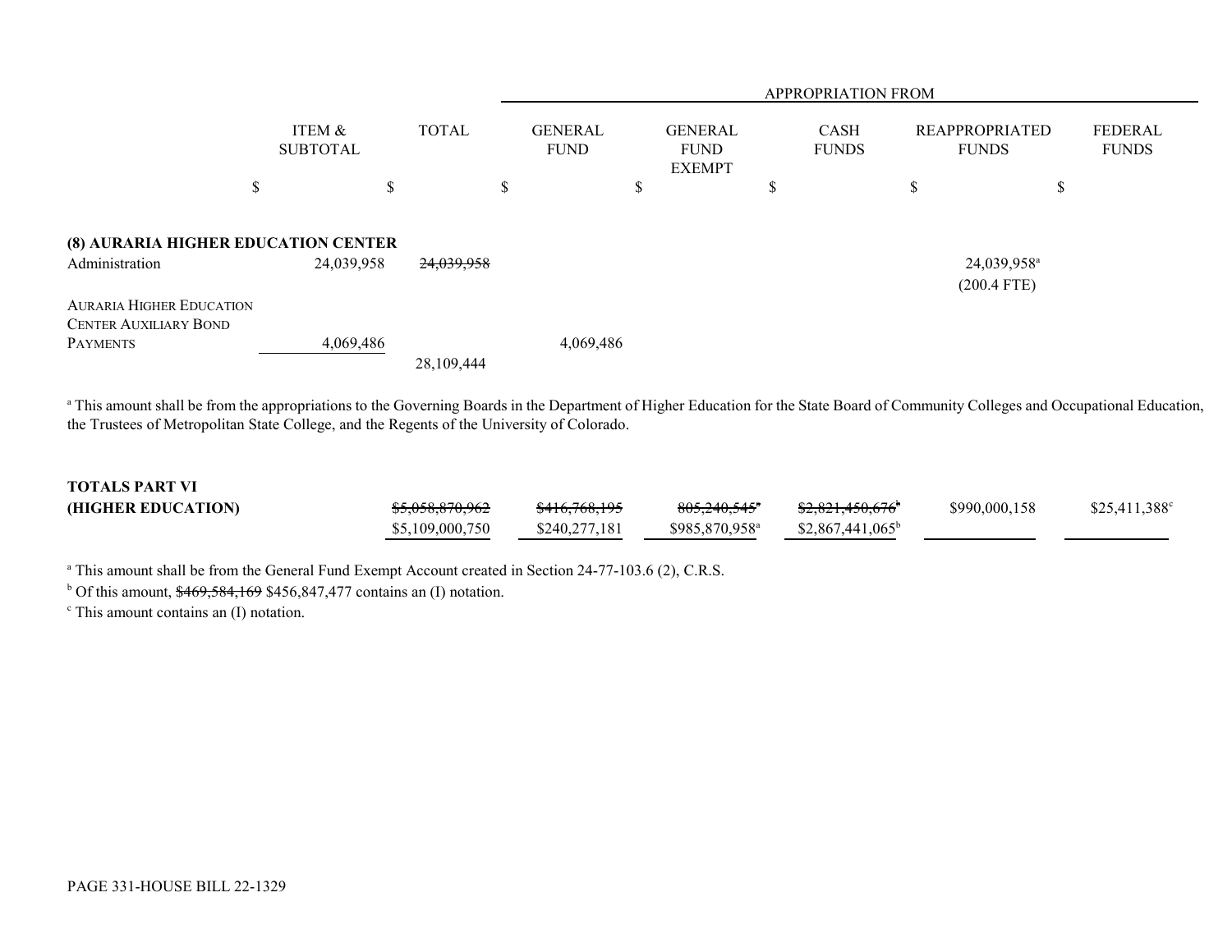| | ITEM & SUBTOTAL | TOTAL | GENERAL FUND | GENERAL FUND EXEMPT | CASH FUNDS | REAPPROPRIATED FUNDS | FEDERAL FUNDS |
|---|---|---|---|---|---|---|---|
| | | | APPROPRIATION FROM | | | | |
| | $ | $ | $ | $ | $ | $ | $ |
| **(8) AURARIA HIGHER EDUCATION CENTER** | | | | | | | |
| Administration | 24,039,958 | ~~24,039,958~~ | | | | 24,039,958[a] (200.4 FTE) | |
| AURARIA HIGHER EDUCATION CENTER AUXILIARY BOND PAYMENTS | 4,069,486 | | 4,069,486 | | | | |
| | | 28,109,444 | | | | | |

[a] This amount shall be from the appropriations to the Governing Boards in the Department of Higher Education for the State Board of Community Colleges and Occupational Education, the Trustees of Metropolitan State College, and the Regents of the University of Colorado.

| | ITEM & SUBTOTAL | TOTAL | GENERAL FUND | GENERAL FUND EXEMPT | CASH FUNDS | REAPPROPRIATED FUNDS | FEDERAL FUNDS |
|---|---|---|---|---|---|---|---|
| **TOTALS PART VI (HIGHER EDUCATION)** | | ~~$5,058,870,962~~ $5,109,000,750 | ~~$416,768,195~~ $240,277,181 | ~~805,240,545[a]~~ $985,870,958[a] | ~~$2,821,450,676[b]~~ $2,867,441,065[b] | $990,000,158 | $25,411,388[c] |

[a] This amount shall be from the General Fund Exempt Account created in Section 24-77-103.6 (2), C.R.S.

[b] Of this amount, ~~$469,584,169~~ $456,847,477 contains an (I) notation.

[c] This amount contains an (I) notation.